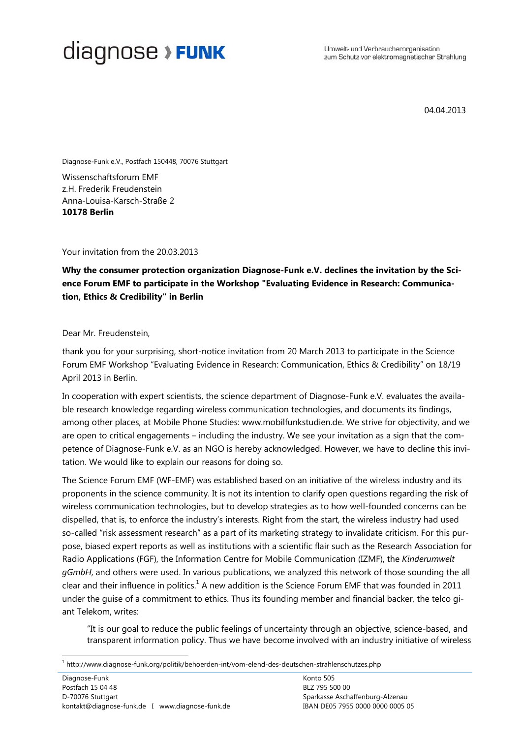diagnose › **FUNK**

Umwelt- und Verbraucherorganisation
zum Schutz vor elektromagnetischer Strahlung

04.04.2013

Diagnose-Funk e.V., Postfach 150448, 70076 Stuttgart

Wissenschaftsforum EMF
z.H. Frederik Freudenstein
Anna-Louisa-Karsch-Straße 2
**10178 Berlin**

Your invitation from the 20.03.2013

**Why the consumer protection organization Diagnose-Funk e.V. declines the invitation by the Science Forum EMF to participate in the Workshop "Evaluating Evidence in Research: Communication, Ethics & Credibility" in Berlin**

Dear Mr. Freudenstein,

thank you for your surprising, short-notice invitation from 20 March 2013 to participate in the Science Forum EMF Workshop “Evaluating Evidence in Research: Communication, Ethics & Credibility” on 18/19 April 2013 in Berlin.

In cooperation with expert scientists, the science department of Diagnose-Funk e.V. evaluates the available research knowledge regarding wireless communication technologies, and documents its findings, among other places, at Mobile Phone Studies: www.mobilfunkstudien.de. We strive for objectivity, and we are open to critical engagements – including the industry. We see your invitation as a sign that the competence of Diagnose-Funk e.V. as an NGO is hereby acknowledged. However, we have to decline this invitation. We would like to explain our reasons for doing so.

The Science Forum EMF (WF-EMF) was established based on an initiative of the wireless industry and its proponents in the science community. It is not its intention to clarify open questions regarding the risk of wireless communication technologies, but to develop strategies as to how well-founded concerns can be dispelled, that is, to enforce the industry’s interests. Right from the start, the wireless industry had used so-called “risk assessment research” as a part of its marketing strategy to invalidate criticism. For this purpose, biased expert reports as well as institutions with a scientific flair such as the Research Association for Radio Applications (FGF), the Information Centre for Mobile Communication (IZMF), the *Kinderumwelt gGmbH*, and others were used. In various publications, we analyzed this network of those sounding the all clear and their influence in politics.[1] A new addition is the Science Forum EMF that was founded in 2011 under the guise of a commitment to ethics. Thus its founding member and financial backer, the telco giant Telekom, writes:

> “It is our goal to reduce the public feelings of uncertainty through an objective, science-based, and transparent information policy. Thus we have become involved with an industry initiative of wireless

[1] http://www.diagnose-funk.org/politik/behoerden-int/vom-elend-des-deutschen-strahlenschutzes.php

Diagnose-Funk
Postfach 15 04 48
D-70076 Stuttgart
kontakt@diagnose-funk.de I www.diagnose-funk.de

Konto 505
BLZ 795 500 00
Sparkasse Aschaffenburg-Alzenau
IBAN DE05 7955 0000 0000 0005 05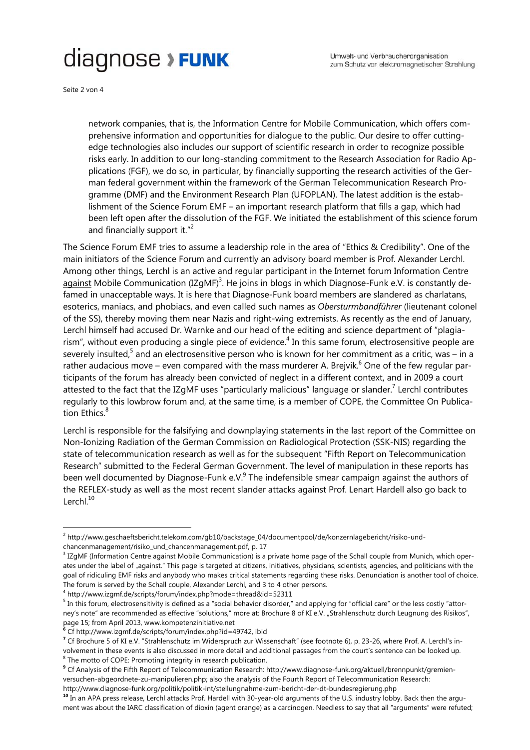network companies, that is, the Information Centre for Mobile Communication, which offers comprehensive information and opportunities for dialogue to the public. Our desire to offer cutting-edge technologies also includes our support of scientific research in order to recognize possible risks early. In addition to our long-standing commitment to the Research Association for Radio Applications (FGF), we do so, in particular, by financially supporting the research activities of the German federal government within the framework of the German Telecommunication Research Programme (DMF) and the Environment Research Plan (UFOPLAN). The latest addition is the establishment of the Science Forum EMF – an important research platform that fills a gap, which had been left open after the dissolution of the FGF. We initiated the establishment of this science forum and financially support it."[2]

The Science Forum EMF tries to assume a leadership role in the area of "Ethics & Credibility". One of the main initiators of the Science Forum and currently an advisory board member is Prof. Alexander Lerchl. Among other things, Lerchl is an active and regular participant in the Internet forum Information Centre <u>against</u> Mobile Communication (IZgMF)[3]. He joins in blogs in which Diagnose-Funk e.V. is constantly defamed in unacceptable ways. It is here that Diagnose-Funk board members are slandered as charlatans, esoterics, maniacs, and phobiacs, and even called such names as *Obersturmbandführer* (lieutenant colonel of the SS), thereby moving them near Nazis and right-wing extremists. As recently as the end of January, Lerchl himself had accused Dr. Warnke and our head of the editing and science department of "plagiarism", without even producing a single piece of evidence.[4] In this same forum, electrosensitive people are severely insulted,[5] and an electrosensitive person who is known for her commitment as a critic, was – in a rather audacious move – even compared with the mass murderer A. Brejvik.[6] One of the few regular participants of the forum has already been convicted of neglect in a different context, and in 2009 a court attested to the fact that the IZgMF uses "particularly malicious" language or slander.[7] Lerchl contributes regularly to this lowbrow forum and, at the same time, is a member of COPE, the Committee On Publication Ethics.[8]

Lerchl is responsible for the falsifying and downplaying statements in the last report of the Committee on Non-Ionizing Radiation of the German Commission on Radiological Protection (SSK-NIS) regarding the state of telecommunication research as well as for the subsequent "Fifth Report on Telecommunication Research" submitted to the Federal German Government. The level of manipulation in these reports has been well documented by Diagnose-Funk e.V.[9] The indefensible smear campaign against the authors of the REFLEX-study as well as the most recent slander attacks against Prof. Lenart Hardell also go back to Lerchl.[10]

---

[2] http://www.geschaeftsbericht.telekom.com/gb10/backstage_04/documentpool/de/konzernlagebericht/risiko-und-chancenmanagement/risiko_und_chancenmanagement.pdf, p. 17

[3] IZgMF (Information Centre against Mobile Communication) is a private home page of the Schall couple from Munich, which operates under the label of „against." This page is targeted at citizens, initiatives, physicians, scientists, agencies, and politicians with the goal of ridiculing EMF risks and anybody who makes critical statements regarding these risks. Denunciation is another tool of choice. The forum is served by the Schall couple, Alexander Lerchl, and 3 to 4 other persons.

[4] http://www.izgmf.de/scripts/forum/index.php?mode=thread&id=52311

[5] In this forum, electrosensitivity is defined as a "social behavior disorder," and applying for "official care" or the less costly "attorney's note" are recommended as effective "solutions," more at: Brochure 8 of KI e.V. „Strahlenschutz durch Leugnung des Risikos", page 15; from April 2013, www.kompetenzinitiative.net

[6] Cf http://www.izgmf.de/scripts/forum/index.php?id=49742, ibid

[7] Cf Brochure 5 of KI e.V. "Strahlenschutz im Widerspruch zur Wissenschaft" (see footnote 6), p. 23-26, where Prof. A. Lerchl's involvement in these events is also discussed in more detail and additional passages from the court's sentence can be looked up.

[8] The motto of COPE: Promoting integrity in research publication.

[9] Cf Analysis of the Fifth Report of Telecommunication Research: http://www.diagnose-funk.org/aktuell/brennpunkt/gremien-versuchen-abgeordnete-zu-manipulieren.php; also the analysis of the Fourth Report of Telecommunication Research: http://www.diagnose-funk.org/politik/politik-int/stellungnahme-zum-bericht-der-dt-bundesregierung.php

[10] In an APA press release, Lerchl attacks Prof. Hardell with 30-year-old arguments of the U.S. industry lobby. Back then the argument was about the IARC classification of dioxin (agent orange) as a carcinogen. Needless to say that all "arguments" were refuted;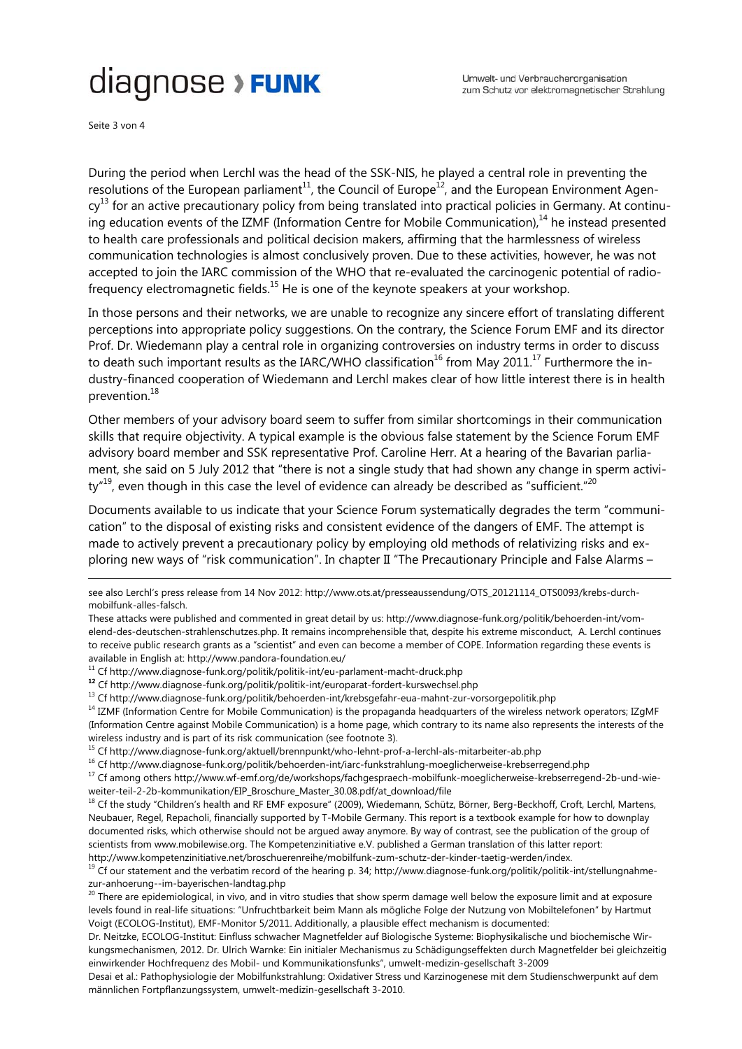During the period when Lerchl was the head of the SSK-NIS, he played a central role in preventing the resolutions of the European parliament[11], the Council of Europe[12], and the European Environment Agency[13] for an active precautionary policy from being translated into practical policies in Germany. At continuing education events of the IZMF (Information Centre for Mobile Communication),[14] he instead presented to health care professionals and political decision makers, affirming that the harmlessness of wireless communication technologies is almost conclusively proven. Due to these activities, however, he was not accepted to join the IARC commission of the WHO that re-evaluated the carcinogenic potential of radio-frequency electromagnetic fields.[15] He is one of the keynote speakers at your workshop.

In those persons and their networks, we are unable to recognize any sincere effort of translating different perceptions into appropriate policy suggestions. On the contrary, the Science Forum EMF and its director Prof. Dr. Wiedemann play a central role in organizing controversies on industry terms in order to discuss to death such important results as the IARC/WHO classification[16] from May 2011.[17] Furthermore the industry-financed cooperation of Wiedemann and Lerchl makes clear of how little interest there is in health prevention.[18]

Other members of your advisory board seem to suffer from similar shortcomings in their communication skills that require objectivity. A typical example is the obvious false statement by the Science Forum EMF advisory board member and SSK representative Prof. Caroline Herr. At a hearing of the Bavarian parliament, she said on 5 July 2012 that "there is not a single study that had shown any change in sperm activity"[19], even though in this case the level of evidence can already be described as "sufficient."[20]

Documents available to us indicate that your Science Forum systematically degrades the term "communication" to the disposal of existing risks and consistent evidence of the dangers of EMF. The attempt is made to actively prevent a precautionary policy by employing old methods of relativizing risks and exploring new ways of "risk communication". In chapter II "The Precautionary Principle and False Alarms –

---

see also Lerchl's press release from 14 Nov 2012: http://www.ots.at/presseaussendung/OTS_20121114_OTS0093/krebs-durch-mobilfunk-alles-falsch.

These attacks were published and commented in great detail by us: http://www.diagnose-funk.org/politik/behoerden-int/vom-elend-des-deutschen-strahlenschutzes.php. It remains incomprehensible that, despite his extreme misconduct, A. Lerchl continues to receive public research grants as a "scientist" and even can become a member of COPE. Information regarding these events is available in English at: http://www.pandora-foundation.eu/

[11] Cf http://www.diagnose-funk.org/politik/politik-int/eu-parlament-macht-druck.php

[12] Cf http://www.diagnose-funk.org/politik/politik-int/europarat-fordert-kurswechsel.php

[13] Cf http://www.diagnose-funk.org/politik/behoerden-int/krebsgefahr-eua-mahnt-zur-vorsorgepolitik.php

[14] IZMF (Information Centre for Mobile Communication) is the propaganda headquarters of the wireless network operators; IZgMF (Information Centre against Mobile Communication) is a home page, which contrary to its name also represents the interests of the wireless industry and is part of its risk communication (see footnote 3).

[15] Cf http://www.diagnose-funk.org/aktuell/brennpunkt/who-lehnt-prof-a-lerchl-als-mitarbeiter-ab.php

[16] Cf http://www.diagnose-funk.org/politik/behoerden-int/iarc-funkstrahlung-moeglicherweise-krebserregend.php

[17] Cf among others http://www.wf-emf.org/de/workshops/fachgespraech-mobilfunk-moeglicherweise-krebserregend-2b-und-wie-weiter-teil-2-2b-kommunikation/EIP_Broschure_Master_30.08.pdf/at_download/file

[18] Cf the study "Children's health and RF EMF exposure" (2009), Wiedemann, Schütz, Börner, Berg-Beckhoff, Croft, Lerchl, Martens, Neubauer, Regel, Repacholi, financially supported by T-Mobile Germany. This report is a textbook example for how to downplay documented risks, which otherwise should not be argued away anymore. By way of contrast, see the publication of the group of scientists from www.mobilewise.org. The Kompetenzinitiative e.V. published a German translation of this latter report: http://www.kompetenzinitiative.net/broschuerenreihe/mobilfunk-zum-schutz-der-kinder-taetig-werden/index.

[19] Cf our statement and the verbatim record of the hearing p. 34; http://www.diagnose-funk.org/politik/politik-int/stellungnahme-zur-anhoerung--im-bayerischen-landtag.php

[20] There are epidemiological, in vivo, and in vitro studies that show sperm damage well below the exposure limit and at exposure levels found in real-life situations: "Unfruchtbarkeit beim Mann als mögliche Folge der Nutzung von Mobiltelefonen" by Hartmut Voigt (ECOLOG-Institut), EMF-Monitor 5/2011. Additionally, a plausible effect mechanism is documented:
Dr. Neitzke, ECOLOG-Institut: Einfluss schwacher Magnetfelder auf Biologische Systeme: Biophysikalische und biochemische Wirkungsmechanismen, 2012. Dr. Ulrich Warnke: Ein initialer Mechanismus zu Schädigungseffekten durch Magnetfelder bei gleichzeitig einwirkender Hochfrequenz des Mobil- und Kommunikationsfunks", umwelt-medizin-gesellschaft 3-2009
Desai et al.: Pathophysiologie der Mobilfunkstrahlung: Oxidativer Stress und Karzinogenese mit dem Studienschwerpunkt auf dem männlichen Fortpflanzungssystem, umwelt-medizin-gesellschaft 3-2010.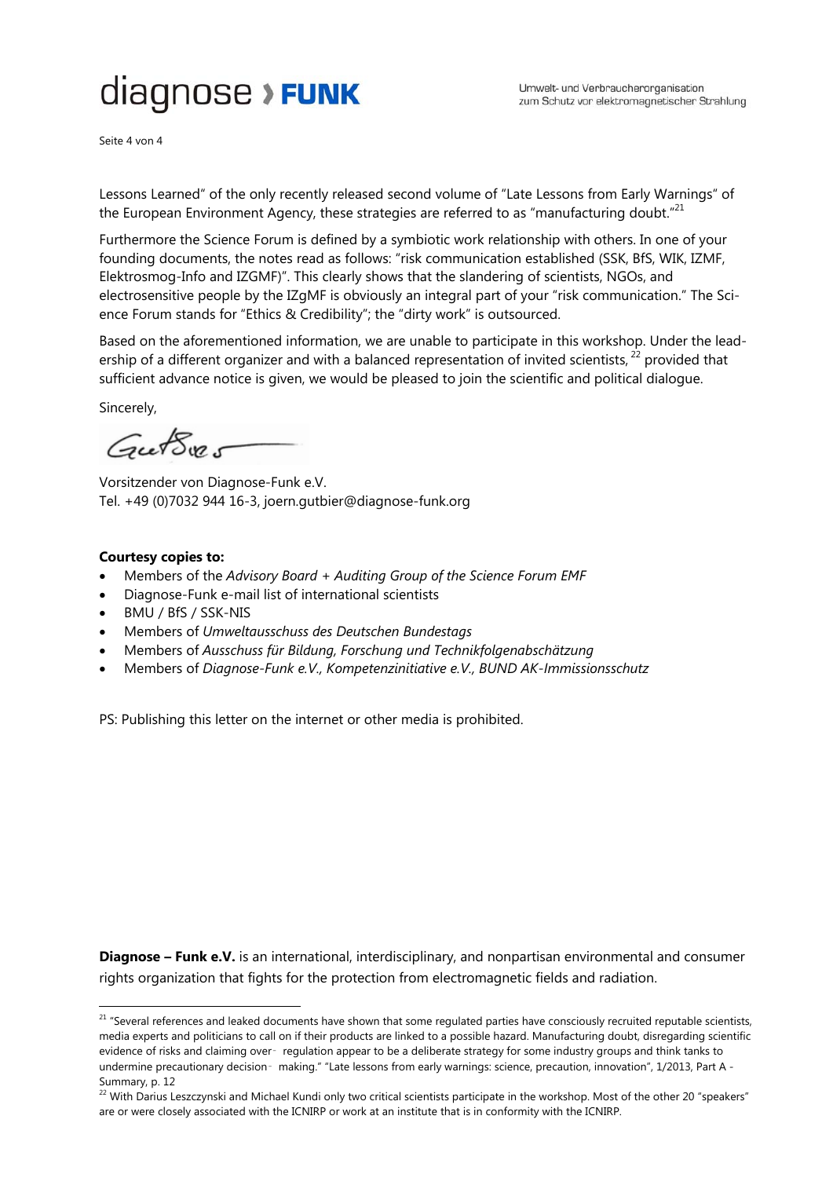Lessons Learned" of the only recently released second volume of "Late Lessons from Early Warnings" of the European Environment Agency, these strategies are referred to as "manufacturing doubt."[21]

Furthermore the Science Forum is defined by a symbiotic work relationship with others. In one of your founding documents, the notes read as follows: "risk communication established (SSK, BfS, WIK, IZMF, Elektrosmog-Info and IZGMF)". This clearly shows that the slandering of scientists, NGOs, and electrosensitive people by the IZgMF is obviously an integral part of your "risk communication." The Science Forum stands for "Ethics & Credibility"; the "dirty work" is outsourced.

Based on the aforementioned information, we are unable to participate in this workshop. Under the leadership of a different organizer and with a balanced representation of invited scientists, [22] provided that sufficient advance notice is given, we would be pleased to join the scientific and political dialogue.

Sincerely,

Gutbier

Vorsitzender von Diagnose-Funk e.V.
Tel. +49 (0)7032 944 16-3, joern.gutbier@diagnose-funk.org

**Courtesy copies to:**

- Members of the *Advisory Board + Auditing Group of the Science Forum EMF*
- Diagnose-Funk e-mail list of international scientists
- BMU / BfS / SSK-NIS
- Members of *Umweltausschuss des Deutschen Bundestags*
- Members of *Ausschuss für Bildung, Forschung und Technikfolgenabschätzung*
- Members of *Diagnose-Funk e.V., Kompetenzinitiative e.V., BUND AK-Immissionsschutz*

PS: Publishing this letter on the internet or other media is prohibited.

**Diagnose – Funk e.V.** is an international, interdisciplinary, and nonpartisan environmental and consumer rights organization that fights for the protection from electromagnetic fields and radiation.

---

[21] "Several references and leaked documents have shown that some regulated parties have consciously recruited reputable scientists, media experts and politicians to call on if their products are linked to a possible hazard. Manufacturing doubt, disregarding scientific evidence of risks and claiming over‐ regulation appear to be a deliberate strategy for some industry groups and think tanks to undermine precautionary decision‐ making." "Late lessons from early warnings: science, precaution, innovation", 1/2013, Part A - Summary, p. 12

[22] With Darius Leszczynski and Michael Kundi only two critical scientists participate in the workshop. Most of the other 20 "speakers" are or were closely associated with the ICNIRP or work at an institute that is in conformity with the ICNIRP.